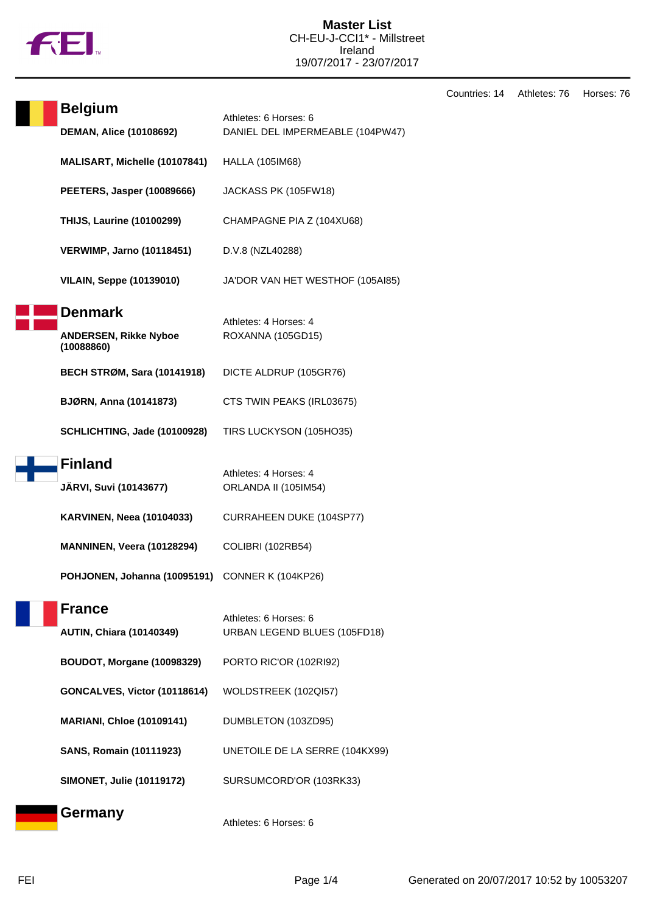# Master List

CH-EU-J-CCI1* - Millstreet
Ireland
19/07/2017 - 23/07/2017

Countries: 14 Athletes: 76 Horses: 76

## Belgium

Athletes: 6 Horses: 6

| Athlete | Horse |
|---|---|
| **DEMAN, Alice (10108692)** | DANIEL DEL IMPERMEABLE (104PW47) |
| **MALISART, Michelle (10107841)** | HALLA (105IM68) |
| **PEETERS, Jasper (10089666)** | JACKASS PK (105FW18) |
| **THIJS, Laurine (10100299)** | CHAMPAGNE PIA Z (104XU68) |
| **VERWIMP, Jarno (10118451)** | D.V.8 (NZL40288) |
| **VILAIN, Seppe (10139010)** | JA'DOR VAN HET WESTHOF (105AI85) |

## Denmark

Athletes: 4 Horses: 4

| Athlete | Horse |
|---|---|
| **ANDERSEN, Rikke Nyboe (10088860)** | ROXANNA (105GD15) |
| **BECH STRØM, Sara (10141918)** | DICTE ALDRUP (105GR76) |
| **BJØRN, Anna (10141873)** | CTS TWIN PEAKS (IRL03675) |
| **SCHLICHTING, Jade (10100928)** | TIRS LUCKYSON (105HO35) |

## Finland

Athletes: 4 Horses: 4

| Athlete | Horse |
|---|---|
| **JÄRVI, Suvi (10143677)** | ORLANDA II (105IM54) |
| **KARVINEN, Neea (10104033)** | CURRAHEEN DUKE (104SP77) |
| **MANNINEN, Veera (10128294)** | COLIBRI (102RB54) |
| **POHJONEN, Johanna (10095191)** | CONNER K (104KP26) |

## France

Athletes: 6 Horses: 6

| Athlete | Horse |
|---|---|
| **AUTIN, Chiara (10140349)** | URBAN LEGEND BLUES (105FD18) |
| **BOUDOT, Morgane (10098329)** | PORTO RIC'OR (102RI92) |
| **GONCALVES, Victor (10118614)** | WOLDSTREEK (102QI57) |
| **MARIANI, Chloe (10109141)** | DUMBLETON (103ZD95) |
| **SANS, Romain (10111923)** | UNETOILE DE LA SERRE (104KX99) |
| **SIMONET, Julie (10119172)** | SURSUMCORD'OR (103RK33) |

## Germany

Athletes: 6 Horses: 6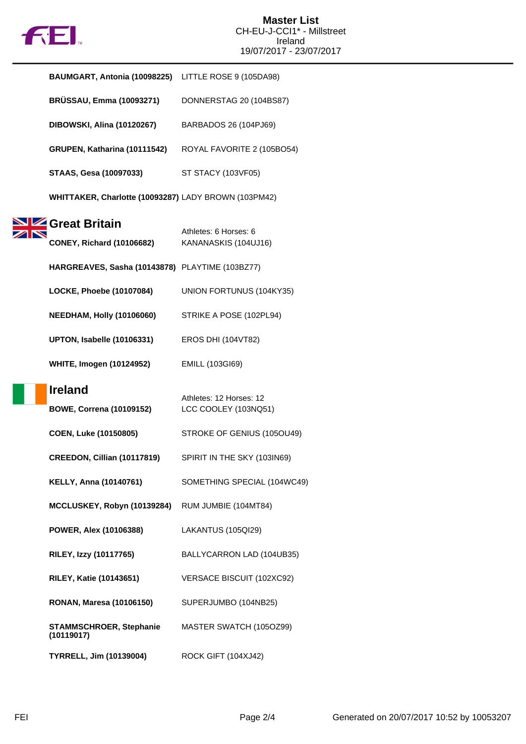# Master List

CH-EU-J-CCI1* - Millstreet
Ireland
19/07/2017 - 23/07/2017

| | |
|---|---|
| **BAUMGART, Antonia (10098225)** | LITTLE ROSE 9 (105DA98) |
| **BRÜSSAU, Emma (10093271)** | DONNERSTAG 20 (104BS87) |
| **DIBOWSKI, Alina (10120267)** | BARBADOS 26 (104PJ69) |
| **GRUPEN, Katharina (10111542)** | ROYAL FAVORITE 2 (105BO54) |
| **STAAS, Gesa (10097033)** | ST STACY (103VF05) |
| **WHITTAKER, Charlotte (10093287)** | LADY BROWN (103PM42) |

## Great Britain

Athletes: 6 Horses: 6

| | |
|---|---|
| **CONEY, Richard (10106682)** | KANANASKIS (104UJ16) |
| **HARGREAVES, Sasha (10143878)** | PLAYTIME (103BZ77) |
| **LOCKE, Phoebe (10107084)** | UNION FORTUNUS (104KY35) |
| **NEEDHAM, Holly (10106060)** | STRIKE A POSE (102PL94) |
| **UPTON, Isabelle (10106331)** | EROS DHI (104VT82) |
| **WHITE, Imogen (10124952)** | EMILL (103GI69) |

## Ireland

Athletes: 12 Horses: 12

| | |
|---|---|
| **BOWE, Correna (10109152)** | LCC COOLEY (103NQ51) |
| **COEN, Luke (10150805)** | STROKE OF GENIUS (105OU49) |
| **CREEDON, Cillian (10117819)** | SPIRIT IN THE SKY (103IN69) |
| **KELLY, Anna (10140761)** | SOMETHING SPECIAL (104WC49) |
| **MCCLUSKEY, Robyn (10139284)** | RUM JUMBIE (104MT84) |
| **POWER, Alex (10106388)** | LAKANTUS (105QI29) |
| **RILEY, Izzy (10117765)** | BALLYCARRON LAD (104UB35) |
| **RILEY, Katie (10143651)** | VERSACE BISCUIT (102XC92) |
| **RONAN, Maresa (10106150)** | SUPERJUMBO (104NB25) |
| **STAMMSCHROER, Stephanie (10119017)** | MASTER SWATCH (105OZ99) |
| **TYRRELL, Jim (10139004)** | ROCK GIFT (104XJ42) |

Generated on 20/07/2017 10:52 by 10053207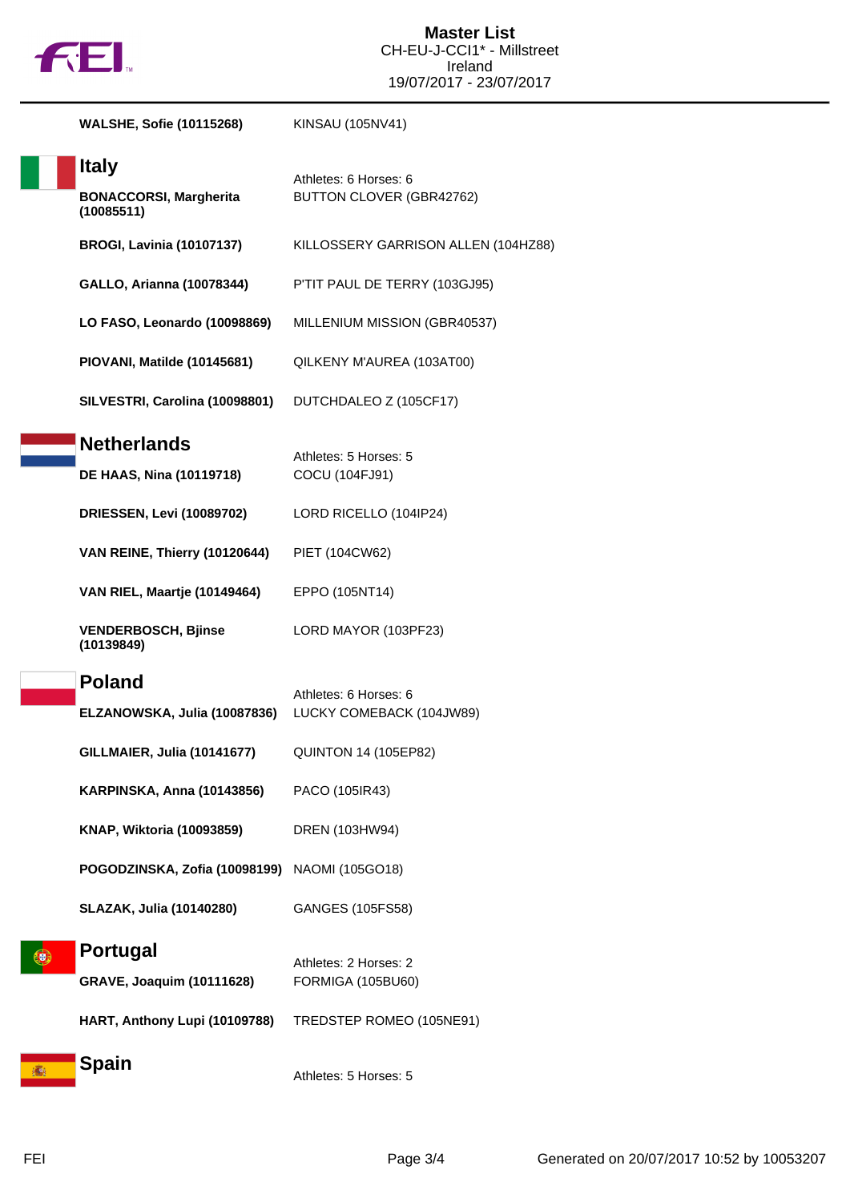**WALSHE, Sofie (10115268)** KINSAU (105NV41)

## Italy

Athletes: 6 Horses: 6

| | |
|---|---|
| **BONACCORSI, Margherita (10085511)** | BUTTON CLOVER (GBR42762) |
| **BROGI, Lavinia (10107137)** | KILLOSSERY GARRISON ALLEN (104HZ88) |
| **GALLO, Arianna (10078344)** | P'TIT PAUL DE TERRY (103GJ95) |
| **LO FASO, Leonardo (10098869)** | MILLENIUM MISSION (GBR40537) |
| **PIOVANI, Matilde (10145681)** | QILKENY M'AUREA (103AT00) |
| **SILVESTRI, Carolina (10098801)** | DUTCHDALEO Z (105CF17) |

## Netherlands

Athletes: 5 Horses: 5

| | |
|---|---|
| **DE HAAS, Nina (10119718)** | COCU (104FJ91) |
| **DRIESSEN, Levi (10089702)** | LORD RICELLO (104IP24) |
| **VAN REINE, Thierry (10120644)** | PIET (104CW62) |
| **VAN RIEL, Maartje (10149464)** | EPPO (105NT14) |
| **VENDERBOSCH, Bjinse (10139849)** | LORD MAYOR (103PF23) |

## Poland

Athletes: 6 Horses: 6

| | |
|---|---|
| **ELZANOWSKA, Julia (10087836)** | LUCKY COMEBACK (104JW89) |
| **GILLMAIER, Julia (10141677)** | QUINTON 14 (105EP82) |
| **KARPINSKA, Anna (10143856)** | PACO (105IR43) |
| **KNAP, Wiktoria (10093859)** | DREN (103HW94) |
| **POGODZINSKA, Zofia (10098199)** | NAOMI (105GO18) |
| **SLAZAK, Julia (10140280)** | GANGES (105FS58) |

## Portugal

Athletes: 2 Horses: 2

| | |
|---|---|
| **GRAVE, Joaquim (10111628)** | FORMIGA (105BU60) |
| **HART, Anthony Lupi (10109788)** | TREDSTEP ROMEO (105NE91) |

## Spain

Athletes: 5 Horses: 5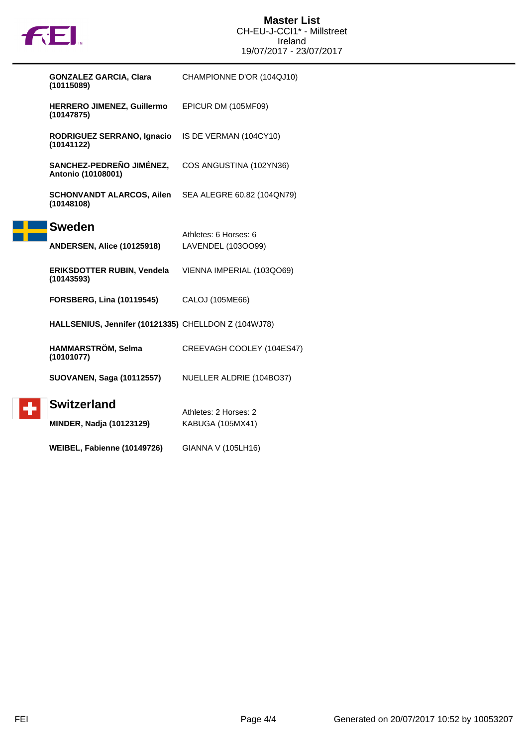| Athlete | Horse |
| --- | --- |
| **GONZALEZ GARCIA, Clara (10115089)** | CHAMPIONNE D'OR (104QJ10) |
| **HERRERO JIMENEZ, Guillermo (10147875)** | EPICUR DM (105MF09) |
| **RODRIGUEZ SERRANO, Ignacio (10141122)** | IS DE VERMAN (104CY10) |
| **SANCHEZ-PEDREÑO JIMÉNEZ, Antonio (10108001)** | COS ANGUSTINA (102YN36) |
| **SCHONVANDT ALARCOS, Ailen (10148108)** | SEA ALEGRE 60.82 (104QN79) |

## Sweden

Athletes: 6 Horses: 6

| Athlete | Horse |
| --- | --- |
| **ANDERSEN, Alice (10125918)** | LAVENDEL (103OO99) |
| **ERIKSDOTTER RUBIN, Vendela (10143593)** | VIENNA IMPERIAL (103QO69) |
| **FORSBERG, Lina (10119545)** | CALOJ (105ME66) |
| **HALLSENIUS, Jennifer (10121335)** | CHELLDON Z (104WJ78) |
| **HAMMARSTRÖM, Selma (10101077)** | CREEVAGH COOLEY (104ES47) |
| **SUOVANEN, Saga (10112557)** | NUELLER ALDRIE (104BO37) |

## Switzerland

Athletes: 2 Horses: 2

| Athlete | Horse |
| --- | --- |
| **MINDER, Nadja (10123129)** | KABUGA (105MX41) |
| **WEIBEL, Fabienne (10149726)** | GIANNA V (105LH16) |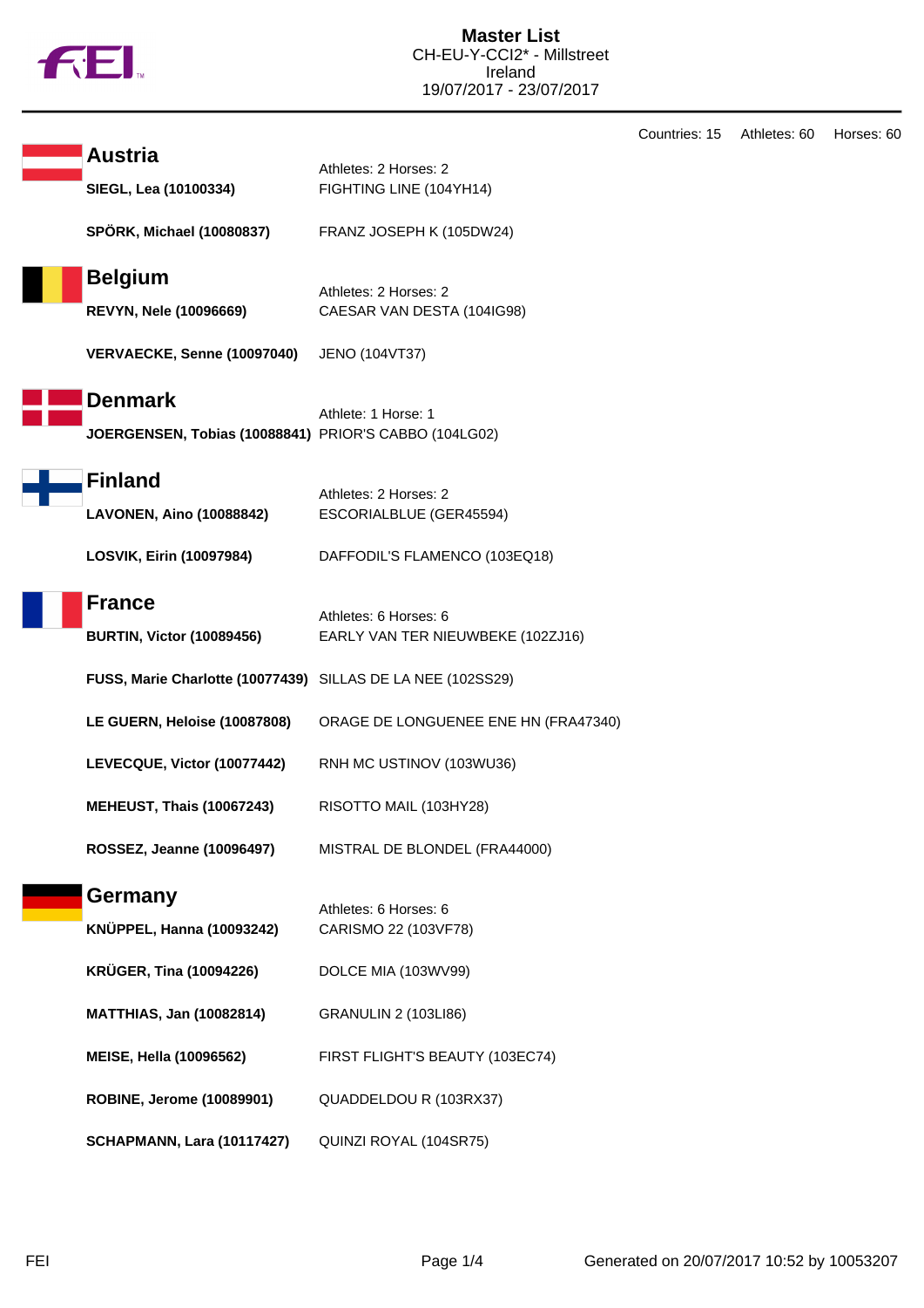# Master List

CH-EU-Y-CCI2* - Millstreet
Ireland
19/07/2017 - 23/07/2017

Countries: 15 Athletes: 60 Horses: 60

## Austria

Athletes: 2 Horses: 2

| Athlete | Horse |
|---|---|
| **SIEGL, Lea (10100334)** | FIGHTING LINE (104YH14) |
| **SPÖRK, Michael (10080837)** | FRANZ JOSEPH K (105DW24) |

## Belgium

Athletes: 2 Horses: 2

| Athlete | Horse |
|---|---|
| **REVYN, Nele (10096669)** | CAESAR VAN DESTA (104IG98) |
| **VERVAECKE, Senne (10097040)** | JENO (104VT37) |

## Denmark

Athlete: 1 Horse: 1

| Athlete | Horse |
|---|---|
| **JOERGENSEN, Tobias (10088841)** | PRIOR'S CABBO (104LG02) |

## Finland

Athletes: 2 Horses: 2

| Athlete | Horse |
|---|---|
| **LAVONEN, Aino (10088842)** | ESCORIALBLUE (GER45594) |
| **LOSVIK, Eirin (10097984)** | DAFFODIL'S FLAMENCO (103EQ18) |

## France

Athletes: 6 Horses: 6

| Athlete | Horse |
|---|---|
| **BURTIN, Victor (10089456)** | EARLY VAN TER NIEUWBEKE (102ZJ16) |
| **FUSS, Marie Charlotte (10077439)** | SILLAS DE LA NEE (102SS29) |
| **LE GUERN, Heloise (10087808)** | ORAGE DE LONGUENEE ENE HN (FRA47340) |
| **LEVECQUE, Victor (10077442)** | RNH MC USTINOV (103WU36) |
| **MEHEUST, Thais (10067243)** | RISOTTO MAIL (103HY28) |
| **ROSSEZ, Jeanne (10096497)** | MISTRAL DE BLONDEL (FRA44000) |

## Germany

Athletes: 6 Horses: 6

| Athlete | Horse |
|---|---|
| **KNÜPPEL, Hanna (10093242)** | CARISMO 22 (103VF78) |
| **KRÜGER, Tina (10094226)** | DOLCE MIA (103WV99) |
| **MATTHIAS, Jan (10082814)** | GRANULIN 2 (103LI86) |
| **MEISE, Hella (10096562)** | FIRST FLIGHT'S BEAUTY (103EC74) |
| **ROBINE, Jerome (10089901)** | QUADDELDOU R (103RX37) |
| **SCHAPMANN, Lara (10117427)** | QUINZI ROYAL (104SR75) |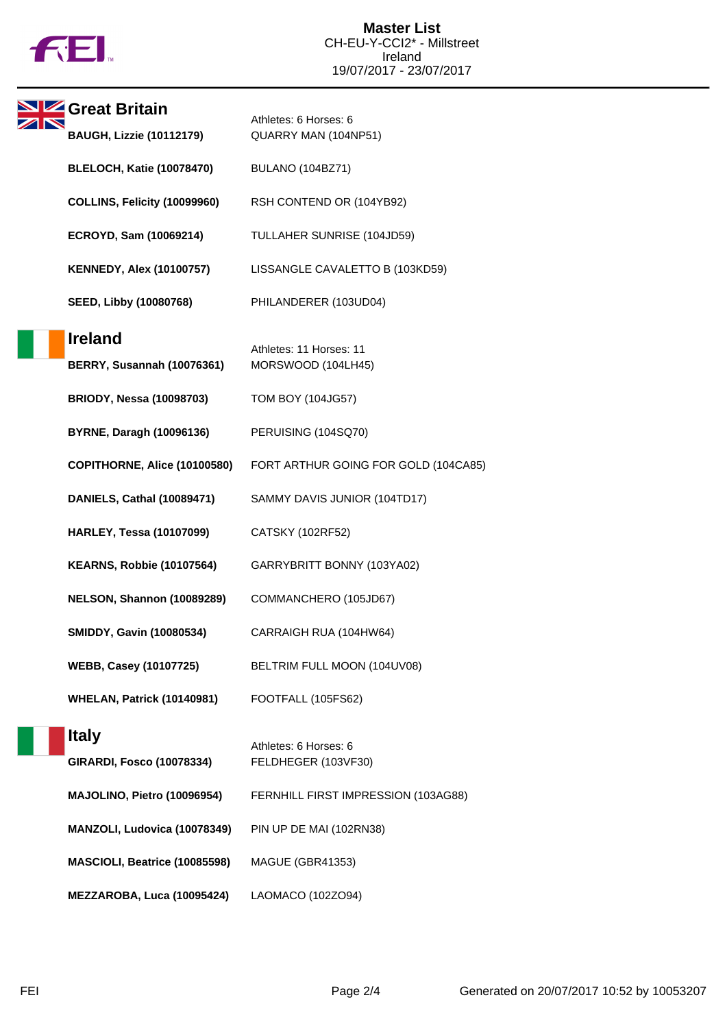# Master List
CH-EU-Y-CCI2* - Millstreet
Ireland
19/07/2017 - 23/07/2017

## Great Britain

Athletes: 6 Horses: 6

| Athlete | Horse |
|---|---|
| **BAUGH, Lizzie (10112179)** | QUARRY MAN (104NP51) |
| **BLELOCH, Katie (10078470)** | BULANO (104BZ71) |
| **COLLINS, Felicity (10099960)** | RSH CONTEND OR (104YB92) |
| **ECROYD, Sam (10069214)** | TULLAHER SUNRISE (104JD59) |
| **KENNEDY, Alex (10100757)** | LISSANGLE CAVALETTO B (103KD59) |
| **SEED, Libby (10080768)** | PHILANDERER (103UD04) |

## Ireland

Athletes: 11 Horses: 11

| Athlete | Horse |
|---|---|
| **BERRY, Susannah (10076361)** | MORSWOOD (104LH45) |
| **BRIODY, Nessa (10098703)** | TOM BOY (104JG57) |
| **BYRNE, Daragh (10096136)** | PERUISING (104SQ70) |
| **COPITHORNE, Alice (10100580)** | FORT ARTHUR GOING FOR GOLD (104CA85) |
| **DANIELS, Cathal (10089471)** | SAMMY DAVIS JUNIOR (104TD17) |
| **HARLEY, Tessa (10107099)** | CATSKY (102RF52) |
| **KEARNS, Robbie (10107564)** | GARRYBRITT BONNY (103YA02) |
| **NELSON, Shannon (10089289)** | COMMANCHERO (105JD67) |
| **SMIDDY, Gavin (10080534)** | CARRAIGH RUA (104HW64) |
| **WEBB, Casey (10107725)** | BELTRIM FULL MOON (104UV08) |
| **WHELAN, Patrick (10140981)** | FOOTFALL (105FS62) |

## Italy

Athletes: 6 Horses: 6

| Athlete | Horse |
|---|---|
| **GIRARDI, Fosco (10078334)** | FELDHEGER (103VF30) |
| **MAJOLINO, Pietro (10096954)** | FERNHILL FIRST IMPRESSION (103AG88) |
| **MANZOLI, Ludovica (10078349)** | PIN UP DE MAI (102RN38) |
| **MASCIOLI, Beatrice (10085598)** | MAGUE (GBR41353) |
| **MEZZAROBA, Luca (10095424)** | LAOMACO (102ZO94) |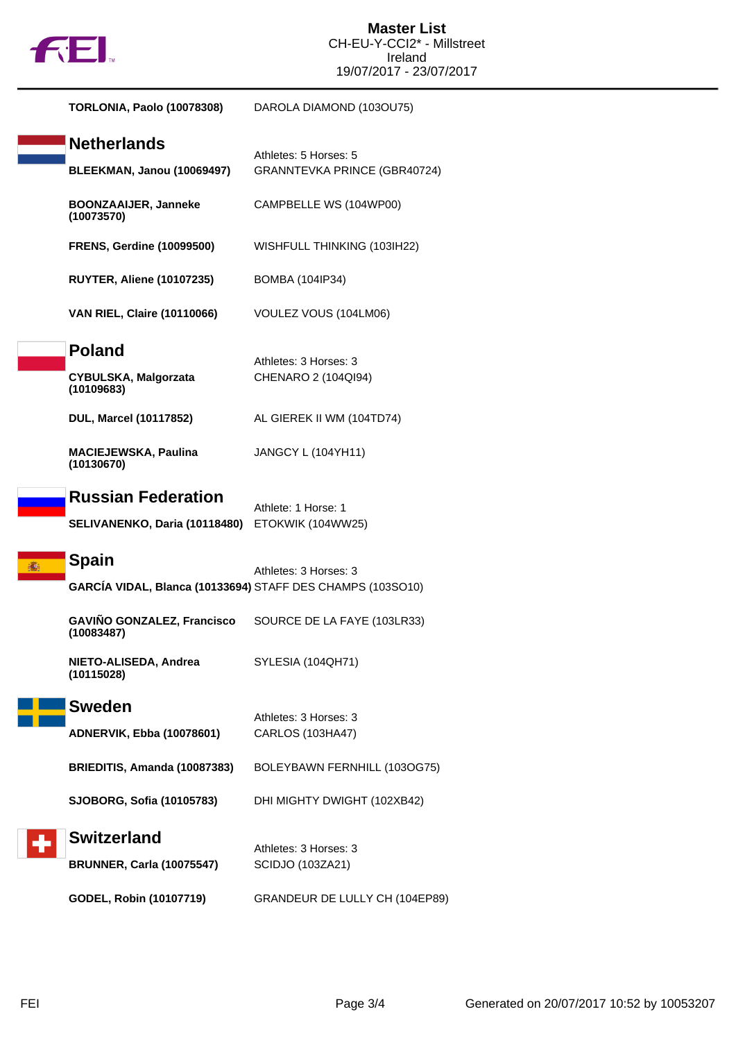# Master List
CH-EU-Y-CCI2* - Millstreet
Ireland
19/07/2017 - 23/07/2017

**TORLONIA, Paolo (10078308)** DAROLA DIAMOND (103OU75)

## Netherlands

Athletes: 5 Horses: 5

| Athlete | Horse |
| --- | --- |
| **BLEEKMAN, Janou (10069497)** | GRANNTEVKA PRINCE (GBR40724) |
| **BOONZAAIJER, Janneke (10073570)** | CAMPBELLE WS (104WP00) |
| **FRENS, Gerdine (10099500)** | WISHFULL THINKING (103IH22) |
| **RUYTER, Aliene (10107235)** | BOMBA (104IP34) |
| **VAN RIEL, Claire (10110066)** | VOULEZ VOUS (104LM06) |

## Poland

Athletes: 3 Horses: 3

| Athlete | Horse |
| --- | --- |
| **CYBULSKA, Malgorzata (10109683)** | CHENARO 2 (104QI94) |
| **DUL, Marcel (10117852)** | AL GIEREK II WM (104TD74) |
| **MACIEJEWSKA, Paulina (10130670)** | JANGCY L (104YH11) |

## Russian Federation

Athlete: 1 Horse: 1

| Athlete | Horse |
| --- | --- |
| **SELIVANENKO, Daria (10118480)** | ETOKWIK (104WW25) |

## Spain

Athletes: 3 Horses: 3

| Athlete | Horse |
| --- | --- |
| **GARCÍA VIDAL, Blanca (10133694)** | STAFF DES CHAMPS (103SO10) |
| **GAVIÑO GONZALEZ, Francisco (10083487)** | SOURCE DE LA FAYE (103LR33) |
| **NIETO-ALISEDA, Andrea (10115028)** | SYLESIA (104QH71) |

## Sweden

Athletes: 3 Horses: 3

| Athlete | Horse |
| --- | --- |
| **ADNERVIK, Ebba (10078601)** | CARLOS (103HA47) |
| **BRIEDITIS, Amanda (10087383)** | BOLEYBAWN FERNHILL (103OG75) |
| **SJOBORG, Sofia (10105783)** | DHI MIGHTY DWIGHT (102XB42) |

## Switzerland

Athletes: 3 Horses: 3

| Athlete | Horse |
| --- | --- |
| **BRUNNER, Carla (10075547)** | SCIDJO (103ZA21) |
| **GODEL, Robin (10107719)** | GRANDEUR DE LULLY CH (104EP89) |

Generated on 20/07/2017 10:52 by 10053207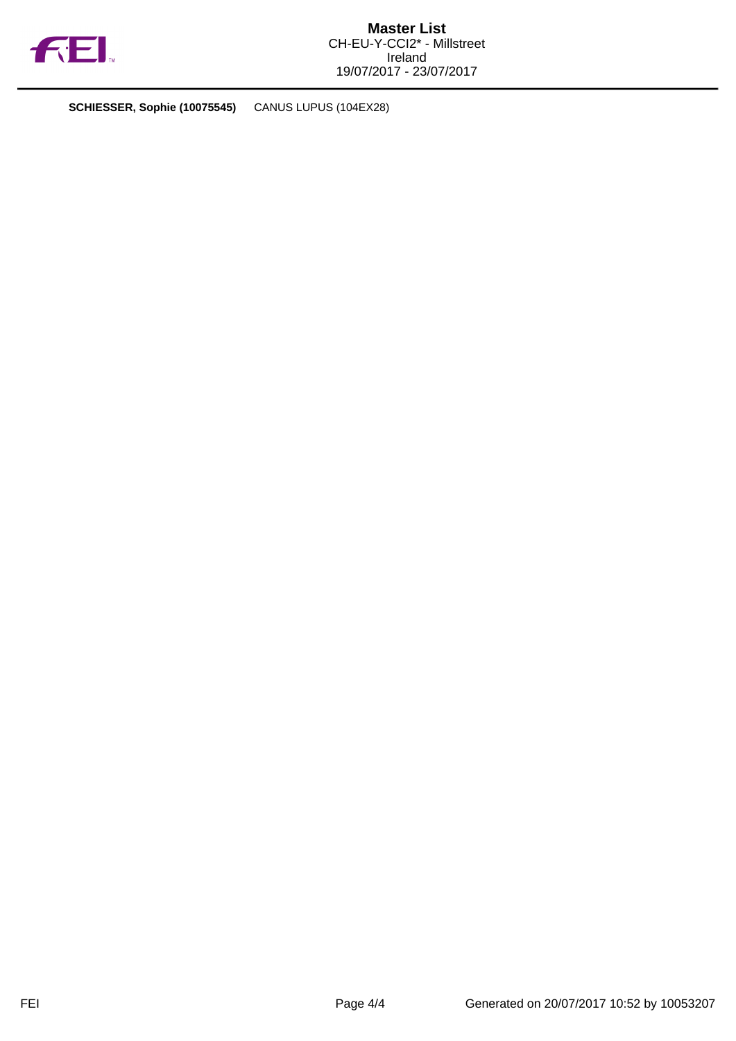**SCHIESSER, Sophie (10075545)** CANUS LUPUS (104EX28)